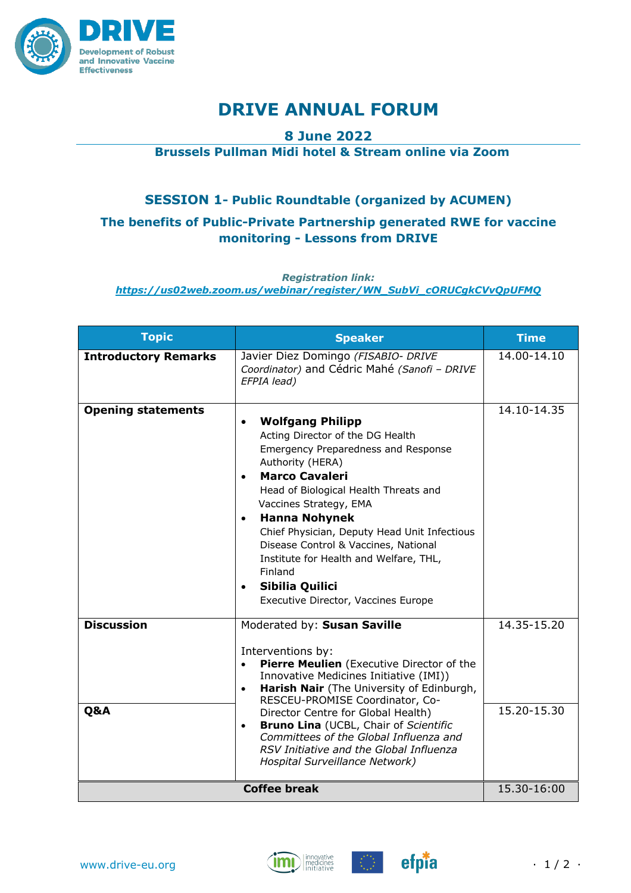# DRIVE ANNUAL FORUM

**8 June 2022**

**Brussels Pullman Midi hotel & Stream online via Zoom**

## SESSION 1- Public Roundtable (organized by ACUMEN)

### The benefits of Public-Private Partnership generated RWE for vaccine monitoring - Lessons from DRIVE

*Registration link:*
***https://us02web.zoom.us/webinar/register/WN_SubVi_cORUCgkCVvQpUFMQ***

| Topic | Speaker | Time |
|---|---|---|
| **Introductory Remarks** | Javier Diez Domingo *(FISABIO- DRIVE Coordinator)* and Cédric Mahé *(Sanofi – DRIVE EFPIA lead)* | 14.00-14.10 |
| **Opening statements** | • **Wolfgang Philipp** Acting Director of the DG Health Emergency Preparedness and Response Authority (HERA)<br>• **Marco Cavaleri** Head of Biological Health Threats and Vaccines Strategy, EMA<br>• **Hanna Nohynek** Chief Physician, Deputy Head Unit Infectious Disease Control & Vaccines, National Institute for Health and Welfare, THL, Finland<br>• **Sibilia Quilici** Executive Director, Vaccines Europe | 14.10-14.35 |
| **Discussion** | Moderated by: **Susan Saville**<br><br>Interventions by:<br>• **Pierre Meulien** (Executive Director of the Innovative Medicines Initiative (IMI))<br>• **Harish Nair** (The University of Edinburgh, RESCEU-PROMISE Coordinator, Co-Director Centre for Global Health)<br>• **Bruno Lina** (UCBL, Chair of *Scientific Committees of the Global Influenza and RSV Initiative and the Global Influenza Hospital Surveillance Network)* | 14.35-15.20 |
| **Q&A** | | 15.20-15.30 |
| **Coffee break** | | 15.30-16:00 |

www.drive-eu.org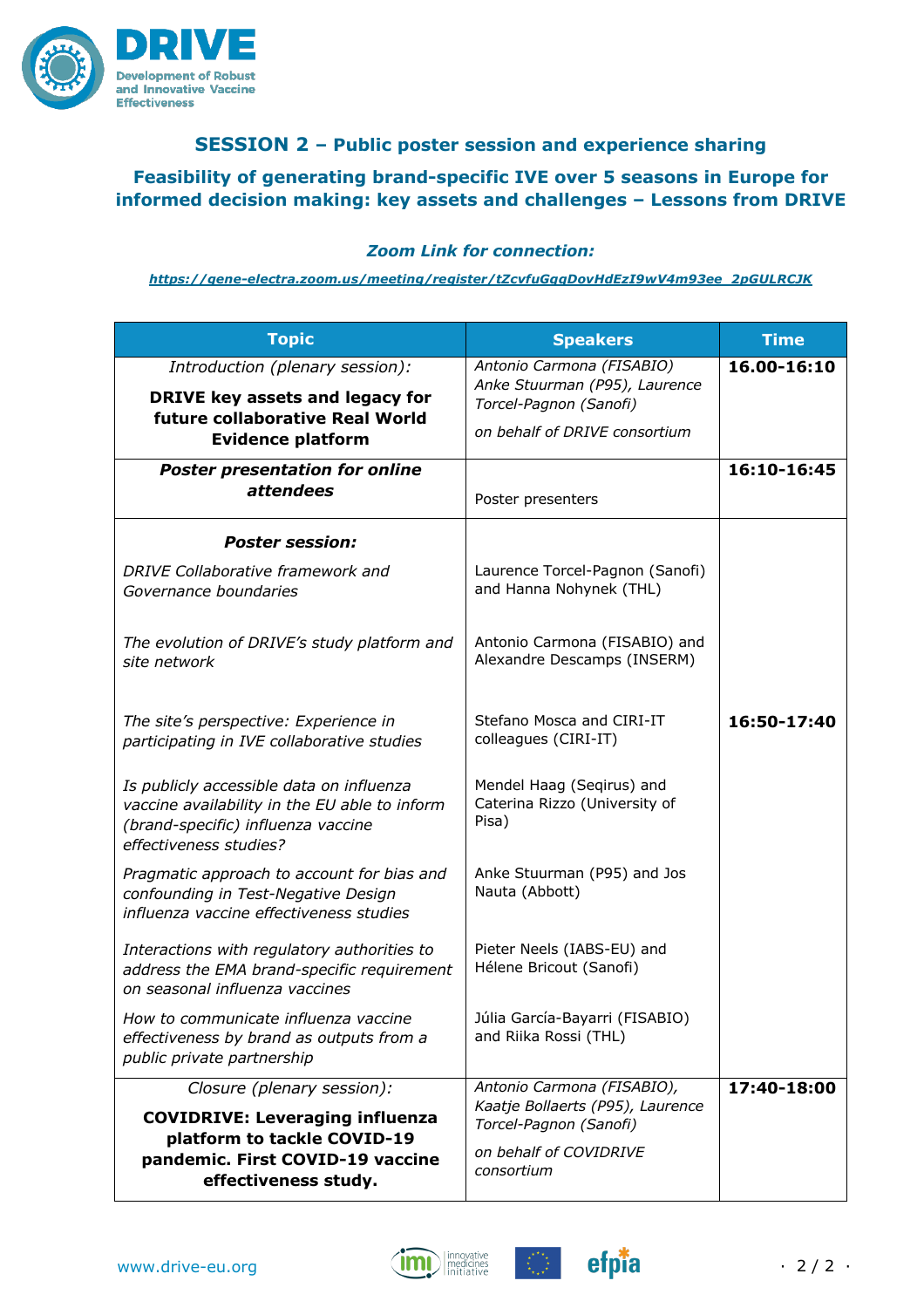## SESSION 2 – Public poster session and experience sharing

### Feasibility of generating brand-specific IVE over 5 seasons in Europe for informed decision making: key assets and challenges – Lessons from DRIVE

***Zoom Link for connection:***

*https://gene-electra.zoom.us/meeting/register/tZcvfuGqgDovHdEzI9wV4m93ee_2pGULRCJK*

| Topic | Speakers | Time |
|---|---|---|
| *Introduction (plenary session):* **DRIVE key assets and legacy for future collaborative Real World Evidence platform** | *Antonio Carmona (FISABIO) Anke Stuurman (P95), Laurence Torcel-Pagnon (Sanofi)* *on behalf of DRIVE consortium* | **16.00-16:10** |
| ***Poster presentation for online attendees*** | Poster presenters | **16:10-16:45** |
| ***Poster session:*** | | **16:50-17:40** |
| *DRIVE Collaborative framework and Governance boundaries* | Laurence Torcel-Pagnon (Sanofi) and Hanna Nohynek (THL) | |
| *The evolution of DRIVE's study platform and site network* | Antonio Carmona (FISABIO) and Alexandre Descamps (INSERM) | |
| *The site's perspective: Experience in participating in IVE collaborative studies* | Stefano Mosca and CIRI-IT colleagues (CIRI-IT) | |
| *Is publicly accessible data on influenza vaccine availability in the EU able to inform (brand-specific) influenza vaccine effectiveness studies?* | Mendel Haag (Seqirus) and Caterina Rizzo (University of Pisa) | |
| *Pragmatic approach to account for bias and confounding in Test-Negative Design influenza vaccine effectiveness studies* | Anke Stuurman (P95) and Jos Nauta (Abbott) | |
| *Interactions with regulatory authorities to address the EMA brand-specific requirement on seasonal influenza vaccines* | Pieter Neels (IABS-EU) and Hélene Bricout (Sanofi) | |
| *How to communicate influenza vaccine effectiveness by brand as outputs from a public private partnership* | Júlia García-Bayarri (FISABIO) and Riika Rossi (THL) | |
| *Closure (plenary session):* **COVIDRIVE: Leveraging influenza platform to tackle COVID-19 pandemic. First COVID-19 vaccine effectiveness study.** | *Antonio Carmona (FISABIO), Kaatje Bollaerts (P95), Laurence Torcel-Pagnon (Sanofi)* *on behalf of COVIDRIVE consortium* | **17:40-18:00** |

www.drive-eu.org